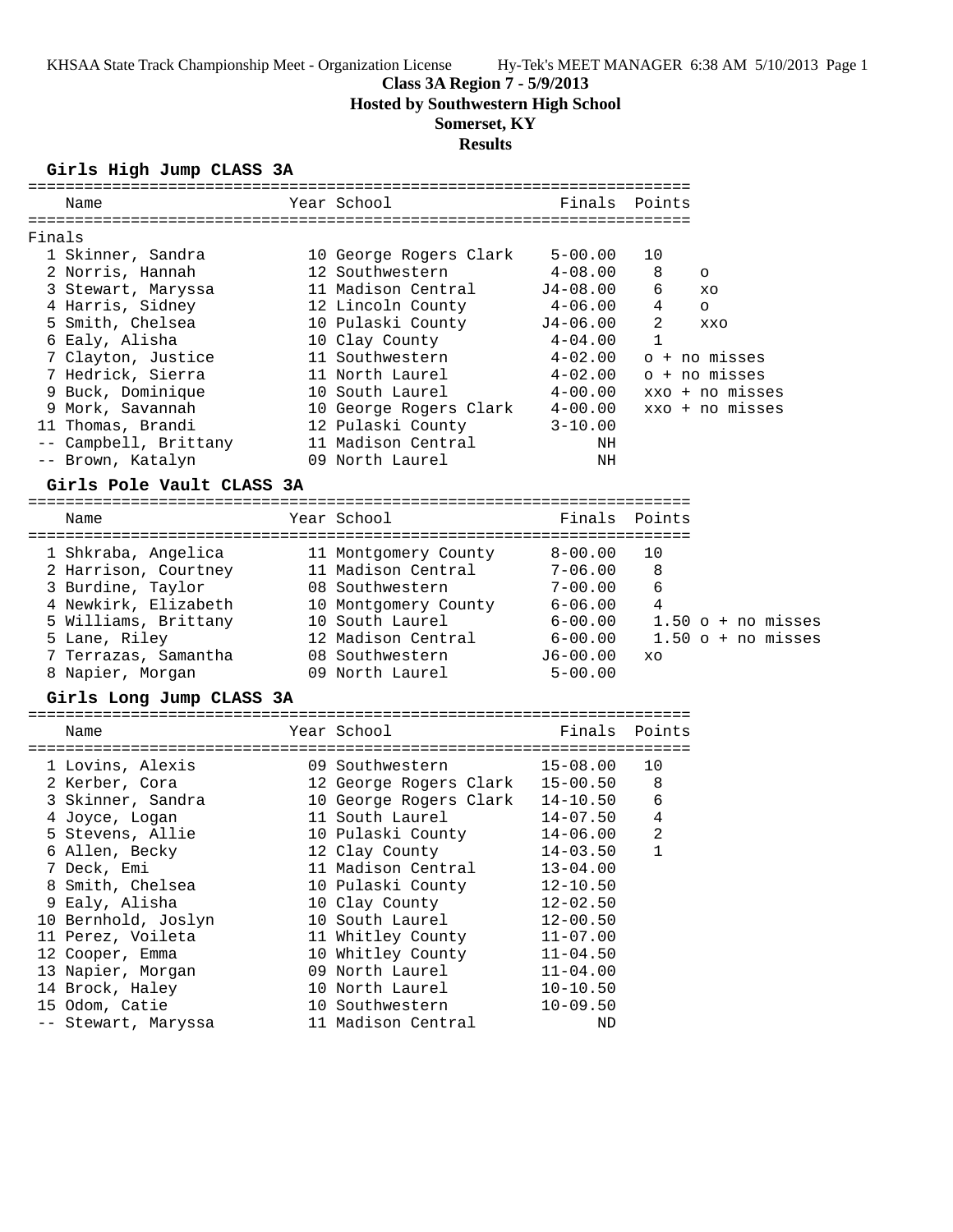KHSAA State Track Championship Meet - Organization License

# Class 3A Region 7 - 5/9/2013

## Hosted by Southwestern High School

## Somerset, KY

## Results

### Girls High Jump CLASS 3A

| Place | Name | Year | School | Finals | Points | |
|---|---|---|---|---|---|---|
| Finals | | | | | | |
| 1 | Skinner, Sandra | 10 | George Rogers Clark | 5-00.00 | 10 | |
| 2 | Norris, Hannah | 12 | Southwestern | 4-08.00 | 8 | o |
| 3 | Stewart, Maryssa | 11 | Madison Central | J4-08.00 | 6 | xo |
| 4 | Harris, Sidney | 12 | Lincoln County | 4-06.00 | 4 | o |
| 5 | Smith, Chelsea | 10 | Pulaski County | J4-06.00 | 2 | xxo |
| 6 | Ealy, Alisha | 10 | Clay County | 4-04.00 | 1 | |
| 7 | Clayton, Justice | 11 | Southwestern | 4-02.00 | | o + no misses |
| 7 | Hedrick, Sierra | 11 | North Laurel | 4-02.00 | | o + no misses |
| 9 | Buck, Dominique | 10 | South Laurel | 4-00.00 | | xxo + no misses |
| 9 | Mork, Savannah | 10 | George Rogers Clark | 4-00.00 | | xxo + no misses |
| 11 | Thomas, Brandi | 12 | Pulaski County | 3-10.00 | | |
| -- | Campbell, Brittany | 11 | Madison Central | NH | | |
| -- | Brown, Katalyn | 09 | North Laurel | NH | | |

### Girls Pole Vault CLASS 3A

| Place | Name | Year | School | Finals | Points | |
|---|---|---|---|---|---|---|
| 1 | Shkraba, Angelica | 11 | Montgomery County | 8-00.00 | 10 | |
| 2 | Harrison, Courtney | 11 | Madison Central | 7-06.00 | 8 | |
| 3 | Burdine, Taylor | 08 | Southwestern | 7-00.00 | 6 | |
| 4 | Newkirk, Elizabeth | 10 | Montgomery County | 6-06.00 | 4 | |
| 5 | Williams, Brittany | 10 | South Laurel | 6-00.00 | 1.50 | o + no misses |
| 5 | Lane, Riley | 12 | Madison Central | 6-00.00 | 1.50 | o + no misses |
| 7 | Terrazas, Samantha | 08 | Southwestern | J6-00.00 | | xo |
| 8 | Napier, Morgan | 09 | North Laurel | 5-00.00 | | |

### Girls Long Jump CLASS 3A

| Place | Name | Year | School | Finals | Points |
|---|---|---|---|---|---|
| 1 | Lovins, Alexis | 09 | Southwestern | 15-08.00 | 10 |
| 2 | Kerber, Cora | 12 | George Rogers Clark | 15-00.50 | 8 |
| 3 | Skinner, Sandra | 10 | George Rogers Clark | 14-10.50 | 6 |
| 4 | Joyce, Logan | 11 | South Laurel | 14-07.50 | 4 |
| 5 | Stevens, Allie | 10 | Pulaski County | 14-06.00 | 2 |
| 6 | Allen, Becky | 12 | Clay County | 14-03.50 | 1 |
| 7 | Deck, Emi | 11 | Madison Central | 13-04.00 | |
| 8 | Smith, Chelsea | 10 | Pulaski County | 12-10.50 | |
| 9 | Ealy, Alisha | 10 | Clay County | 12-02.50 | |
| 10 | Bernhold, Joslyn | 10 | South Laurel | 12-00.50 | |
| 11 | Perez, Voileta | 11 | Whitley County | 11-07.00 | |
| 12 | Cooper, Emma | 10 | Whitley County | 11-04.50 | |
| 13 | Napier, Morgan | 09 | North Laurel | 11-04.00 | |
| 14 | Brock, Haley | 10 | North Laurel | 10-10.50 | |
| 15 | Odom, Catie | 10 | Southwestern | 10-09.50 | |
| -- | Stewart, Maryssa | 11 | Madison Central | ND | |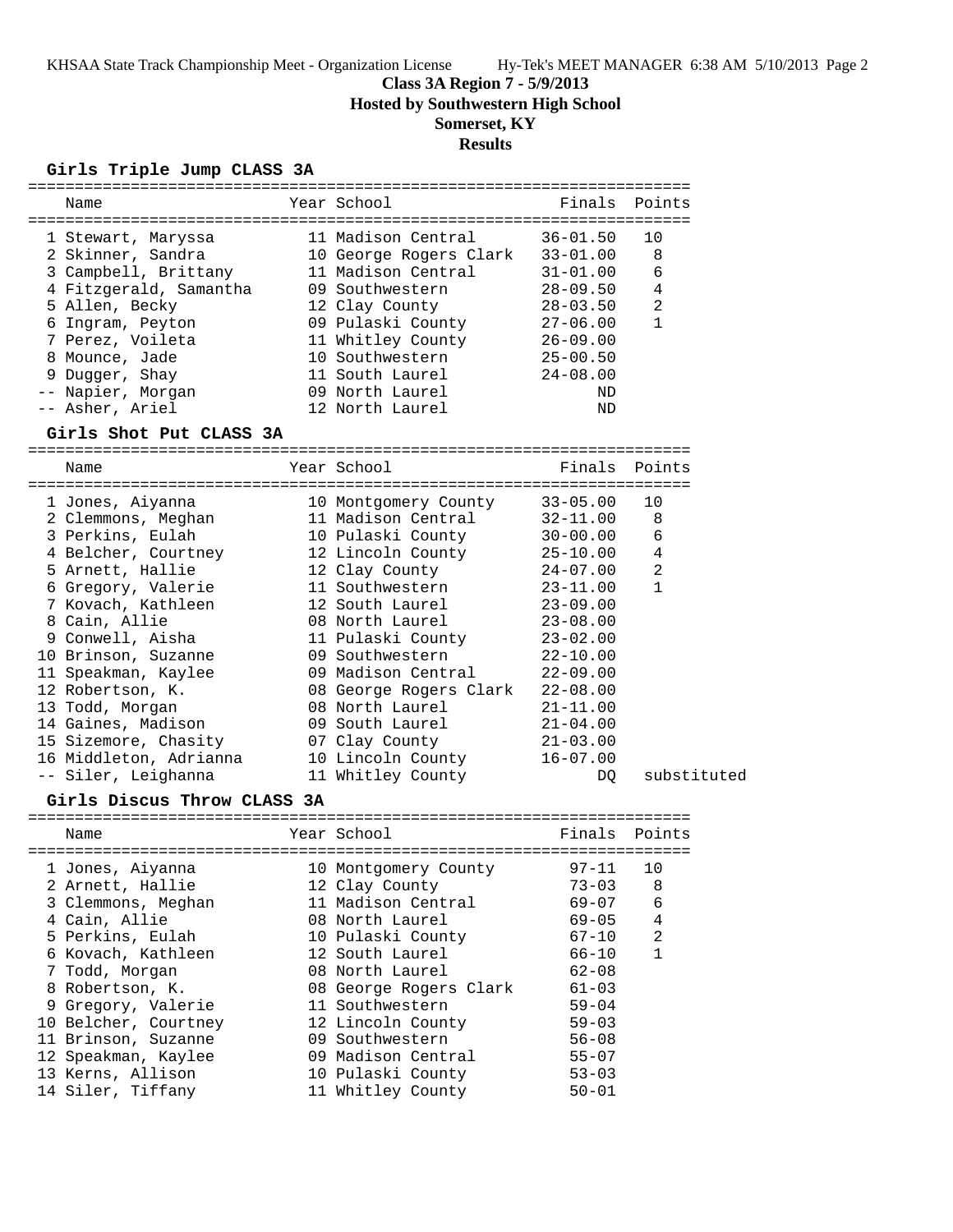# Class 3A Region 7 - 5/9/2013

**Hosted by Southwestern High School**

**Somerset, KY**

**Results**

## Girls Triple Jump CLASS 3A

| Place | Name | Year | School | Finals | Points |
|---|---|---|---|---|---|
| 1 | Stewart, Maryssa | 11 | Madison Central | 36-01.50 | 10 |
| 2 | Skinner, Sandra | 10 | George Rogers Clark | 33-01.00 | 8 |
| 3 | Campbell, Brittany | 11 | Madison Central | 31-01.00 | 6 |
| 4 | Fitzgerald, Samantha | 09 | Southwestern | 28-09.50 | 4 |
| 5 | Allen, Becky | 12 | Clay County | 28-03.50 | 2 |
| 6 | Ingram, Peyton | 09 | Pulaski County | 27-06.00 | 1 |
| 7 | Perez, Voileta | 11 | Whitley County | 26-09.00 | |
| 8 | Mounce, Jade | 10 | Southwestern | 25-00.50 | |
| 9 | Dugger, Shay | 11 | South Laurel | 24-08.00 | |
| -- | Napier, Morgan | 09 | North Laurel | ND | |
| -- | Asher, Ariel | 12 | North Laurel | ND | |

## Girls Shot Put CLASS 3A

| Place | Name | Year | School | Finals | Points |
|---|---|---|---|---|---|
| 1 | Jones, Aiyanna | 10 | Montgomery County | 33-05.00 | 10 |
| 2 | Clemmons, Meghan | 11 | Madison Central | 32-11.00 | 8 |
| 3 | Perkins, Eulah | 10 | Pulaski County | 30-00.00 | 6 |
| 4 | Belcher, Courtney | 12 | Lincoln County | 25-10.00 | 4 |
| 5 | Arnett, Hallie | 12 | Clay County | 24-07.00 | 2 |
| 6 | Gregory, Valerie | 11 | Southwestern | 23-11.00 | 1 |
| 7 | Kovach, Kathleen | 12 | South Laurel | 23-09.00 | |
| 8 | Cain, Allie | 08 | North Laurel | 23-08.00 | |
| 9 | Conwell, Aisha | 11 | Pulaski County | 23-02.00 | |
| 10 | Brinson, Suzanne | 09 | Southwestern | 22-10.00 | |
| 11 | Speakman, Kaylee | 09 | Madison Central | 22-09.00 | |
| 12 | Robertson, K. | 08 | George Rogers Clark | 22-08.00 | |
| 13 | Todd, Morgan | 08 | North Laurel | 21-11.00 | |
| 14 | Gaines, Madison | 09 | South Laurel | 21-04.00 | |
| 15 | Sizemore, Chasity | 07 | Clay County | 21-03.00 | |
| 16 | Middleton, Adrianna | 10 | Lincoln County | 16-07.00 | |
| -- | Siler, Leighanna | 11 | Whitley County | DQ | substituted |

## Girls Discus Throw CLASS 3A

| Place | Name | Year | School | Finals | Points |
|---|---|---|---|---|---|
| 1 | Jones, Aiyanna | 10 | Montgomery County | 97-11 | 10 |
| 2 | Arnett, Hallie | 12 | Clay County | 73-03 | 8 |
| 3 | Clemmons, Meghan | 11 | Madison Central | 69-07 | 6 |
| 4 | Cain, Allie | 08 | North Laurel | 69-05 | 4 |
| 5 | Perkins, Eulah | 10 | Pulaski County | 67-10 | 2 |
| 6 | Kovach, Kathleen | 12 | South Laurel | 66-10 | 1 |
| 7 | Todd, Morgan | 08 | North Laurel | 62-08 | |
| 8 | Robertson, K. | 08 | George Rogers Clark | 61-03 | |
| 9 | Gregory, Valerie | 11 | Southwestern | 59-04 | |
| 10 | Belcher, Courtney | 12 | Lincoln County | 59-03 | |
| 11 | Brinson, Suzanne | 09 | Southwestern | 56-08 | |
| 12 | Speakman, Kaylee | 09 | Madison Central | 55-07 | |
| 13 | Kerns, Allison | 10 | Pulaski County | 53-03 | |
| 14 | Siler, Tiffany | 11 | Whitley County | 50-01 | |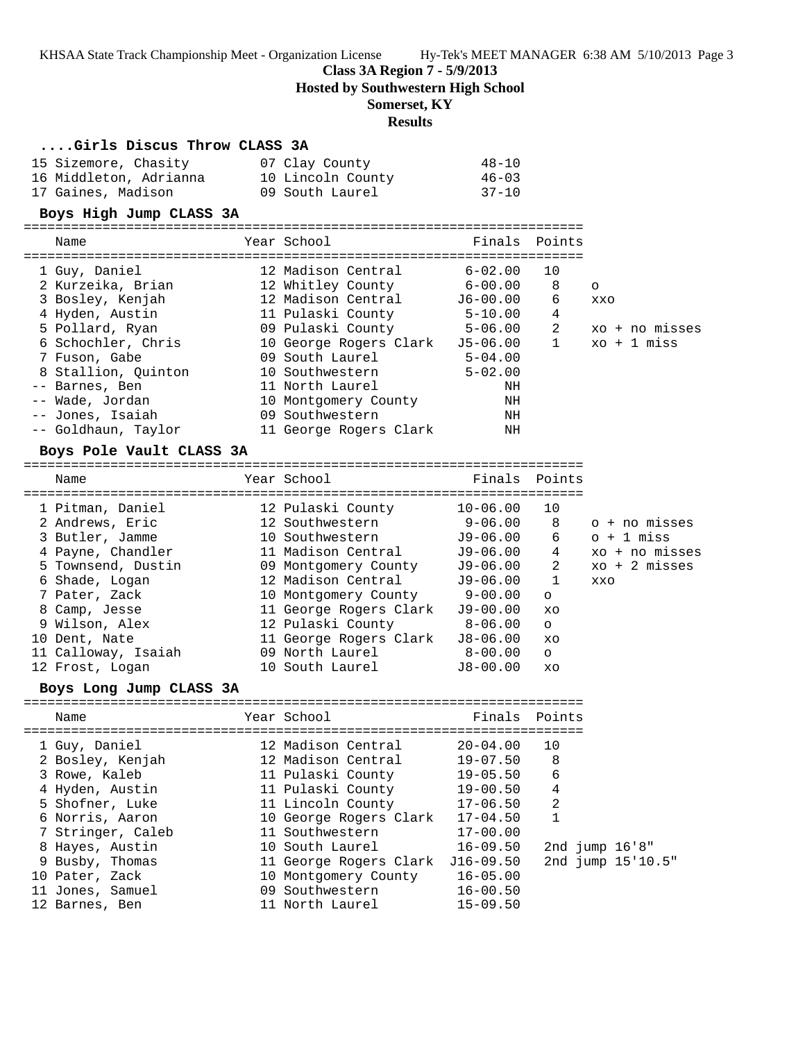**Class 3A Region 7 - 5/9/2013**

**Hosted by Southwestern High School**

**Somerset, KY**

**Results**

### ....Girls Discus Throw CLASS 3A

| Place | Name | Year | School | Finals |
|---|---|---|---|---|
| 15 | Sizemore, Chasity | 07 | Clay County | 48-10 |
| 16 | Middleton, Adrianna | 10 | Lincoln County | 46-03 |
| 17 | Gaines, Madison | 09 | South Laurel | 37-10 |

### Boys High Jump CLASS 3A

| Place | Name | Year | School | Finals | Points | |
|---|---|---|---|---|---|---|
| 1 | Guy, Daniel | 12 | Madison Central | 6-02.00 | 10 | |
| 2 | Kurzeika, Brian | 12 | Whitley County | 6-00.00 | 8 | o |
| 3 | Bosley, Kenjah | 12 | Madison Central | J6-00.00 | 6 | xxo |
| 4 | Hyden, Austin | 11 | Pulaski County | 5-10.00 | 4 | |
| 5 | Pollard, Ryan | 09 | Pulaski County | 5-06.00 | 2 | xo + no misses |
| 6 | Schochler, Chris | 10 | George Rogers Clark | J5-06.00 | 1 | xo + 1 miss |
| 7 | Fuson, Gabe | 09 | South Laurel | 5-04.00 | | |
| 8 | Stallion, Quinton | 10 | Southwestern | 5-02.00 | | |
| -- | Barnes, Ben | 11 | North Laurel | NH | | |
| -- | Wade, Jordan | 10 | Montgomery County | NH | | |
| -- | Jones, Isaiah | 09 | Southwestern | NH | | |
| -- | Goldhaun, Taylor | 11 | George Rogers Clark | NH | | |

### Boys Pole Vault CLASS 3A

| Place | Name | Year | School | Finals | Points | |
|---|---|---|---|---|---|---|
| 1 | Pitman, Daniel | 12 | Pulaski County | 10-06.00 | 10 | |
| 2 | Andrews, Eric | 12 | Southwestern | 9-06.00 | 8 | o + no misses |
| 3 | Butler, Jamme | 10 | Southwestern | J9-06.00 | 6 | o + 1 miss |
| 4 | Payne, Chandler | 11 | Madison Central | J9-06.00 | 4 | xo + no misses |
| 5 | Townsend, Dustin | 09 | Montgomery County | J9-06.00 | 2 | xo + 2 misses |
| 6 | Shade, Logan | 12 | Madison Central | J9-06.00 | 1 | xxo |
| 7 | Pater, Zack | 10 | Montgomery County | 9-00.00 | o | |
| 8 | Camp, Jesse | 11 | George Rogers Clark | J9-00.00 | xo | |
| 9 | Wilson, Alex | 12 | Pulaski County | 8-06.00 | o | |
| 10 | Dent, Nate | 11 | George Rogers Clark | J8-06.00 | xo | |
| 11 | Calloway, Isaiah | 09 | North Laurel | 8-00.00 | o | |
| 12 | Frost, Logan | 10 | South Laurel | J8-00.00 | xo | |

### Boys Long Jump CLASS 3A

| Place | Name | Year | School | Finals | Points | |
|---|---|---|---|---|---|---|
| 1 | Guy, Daniel | 12 | Madison Central | 20-04.00 | 10 | |
| 2 | Bosley, Kenjah | 12 | Madison Central | 19-07.50 | 8 | |
| 3 | Rowe, Kaleb | 11 | Pulaski County | 19-05.50 | 6 | |
| 4 | Hyden, Austin | 11 | Pulaski County | 19-00.50 | 4 | |
| 5 | Shofner, Luke | 11 | Lincoln County | 17-06.50 | 2 | |
| 6 | Norris, Aaron | 10 | George Rogers Clark | 17-04.50 | 1 | |
| 7 | Stringer, Caleb | 11 | Southwestern | 17-00.00 | | |
| 8 | Hayes, Austin | 10 | South Laurel | 16-09.50 | | 2nd jump 16'8" |
| 9 | Busby, Thomas | 11 | George Rogers Clark | J16-09.50 | | 2nd jump 15'10.5" |
| 10 | Pater, Zack | 10 | Montgomery County | 16-05.00 | | |
| 11 | Jones, Samuel | 09 | Southwestern | 16-00.50 | | |
| 12 | Barnes, Ben | 11 | North Laurel | 15-09.50 | | |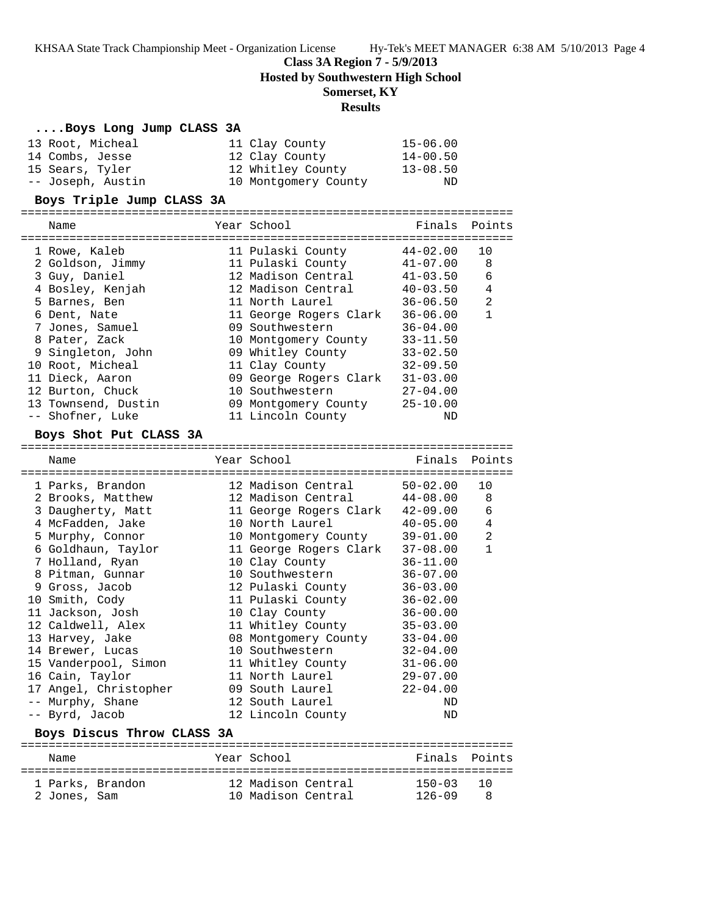# Class 3A Region 7 - 5/9/2013
## Hosted by Southwestern High School
## Somerset, KY
## Results

### ....Boys Long Jump CLASS 3A

| Name | Year | School | Finals |
|---|---|---|---|
| 13 Root, Micheal | 11 | Clay County | 15-06.00 |
| 14 Combs, Jesse | 12 | Clay County | 14-00.50 |
| 15 Sears, Tyler | 12 | Whitley County | 13-08.50 |
| -- Joseph, Austin | 10 | Montgomery County | ND |

### Boys Triple Jump CLASS 3A

| Name | Year | School | Finals | Points |
|---|---|---|---|---|
| 1 Rowe, Kaleb | 11 | Pulaski County | 44-02.00 | 10 |
| 2 Goldson, Jimmy | 11 | Pulaski County | 41-07.00 | 8 |
| 3 Guy, Daniel | 12 | Madison Central | 41-03.50 | 6 |
| 4 Bosley, Kenjah | 12 | Madison Central | 40-03.50 | 4 |
| 5 Barnes, Ben | 11 | North Laurel | 36-06.50 | 2 |
| 6 Dent, Nate | 11 | George Rogers Clark | 36-06.00 | 1 |
| 7 Jones, Samuel | 09 | Southwestern | 36-04.00 | |
| 8 Pater, Zack | 10 | Montgomery County | 33-11.50 | |
| 9 Singleton, John | 09 | Whitley County | 33-02.50 | |
| 10 Root, Micheal | 11 | Clay County | 32-09.50 | |
| 11 Dieck, Aaron | 09 | George Rogers Clark | 31-03.00 | |
| 12 Burton, Chuck | 10 | Southwestern | 27-04.00 | |
| 13 Townsend, Dustin | 09 | Montgomery County | 25-10.00 | |
| -- Shofner, Luke | 11 | Lincoln County | ND | |

### Boys Shot Put CLASS 3A

| Name | Year | School | Finals | Points |
|---|---|---|---|---|
| 1 Parks, Brandon | 12 | Madison Central | 50-02.00 | 10 |
| 2 Brooks, Matthew | 12 | Madison Central | 44-08.00 | 8 |
| 3 Daugherty, Matt | 11 | George Rogers Clark | 42-09.00 | 6 |
| 4 McFadden, Jake | 10 | North Laurel | 40-05.00 | 4 |
| 5 Murphy, Connor | 10 | Montgomery County | 39-01.00 | 2 |
| 6 Goldhaun, Taylor | 11 | George Rogers Clark | 37-08.00 | 1 |
| 7 Holland, Ryan | 10 | Clay County | 36-11.00 | |
| 8 Pitman, Gunnar | 10 | Southwestern | 36-07.00 | |
| 9 Gross, Jacob | 12 | Pulaski County | 36-03.00 | |
| 10 Smith, Cody | 11 | Pulaski County | 36-02.00 | |
| 11 Jackson, Josh | 10 | Clay County | 36-00.00 | |
| 12 Caldwell, Alex | 11 | Whitley County | 35-03.00 | |
| 13 Harvey, Jake | 08 | Montgomery County | 33-04.00 | |
| 14 Brewer, Lucas | 10 | Southwestern | 32-04.00 | |
| 15 Vanderpool, Simon | 11 | Whitley County | 31-06.00 | |
| 16 Cain, Taylor | 11 | North Laurel | 29-07.00 | |
| 17 Angel, Christopher | 09 | South Laurel | 22-04.00 | |
| -- Murphy, Shane | 12 | South Laurel | ND | |
| -- Byrd, Jacob | 12 | Lincoln County | ND | |

### Boys Discus Throw CLASS 3A

| Name | Year | School | Finals | Points |
|---|---|---|---|---|
| 1 Parks, Brandon | 12 | Madison Central | 150-03 | 10 |
| 2 Jones, Sam | 10 | Madison Central | 126-09 | 8 |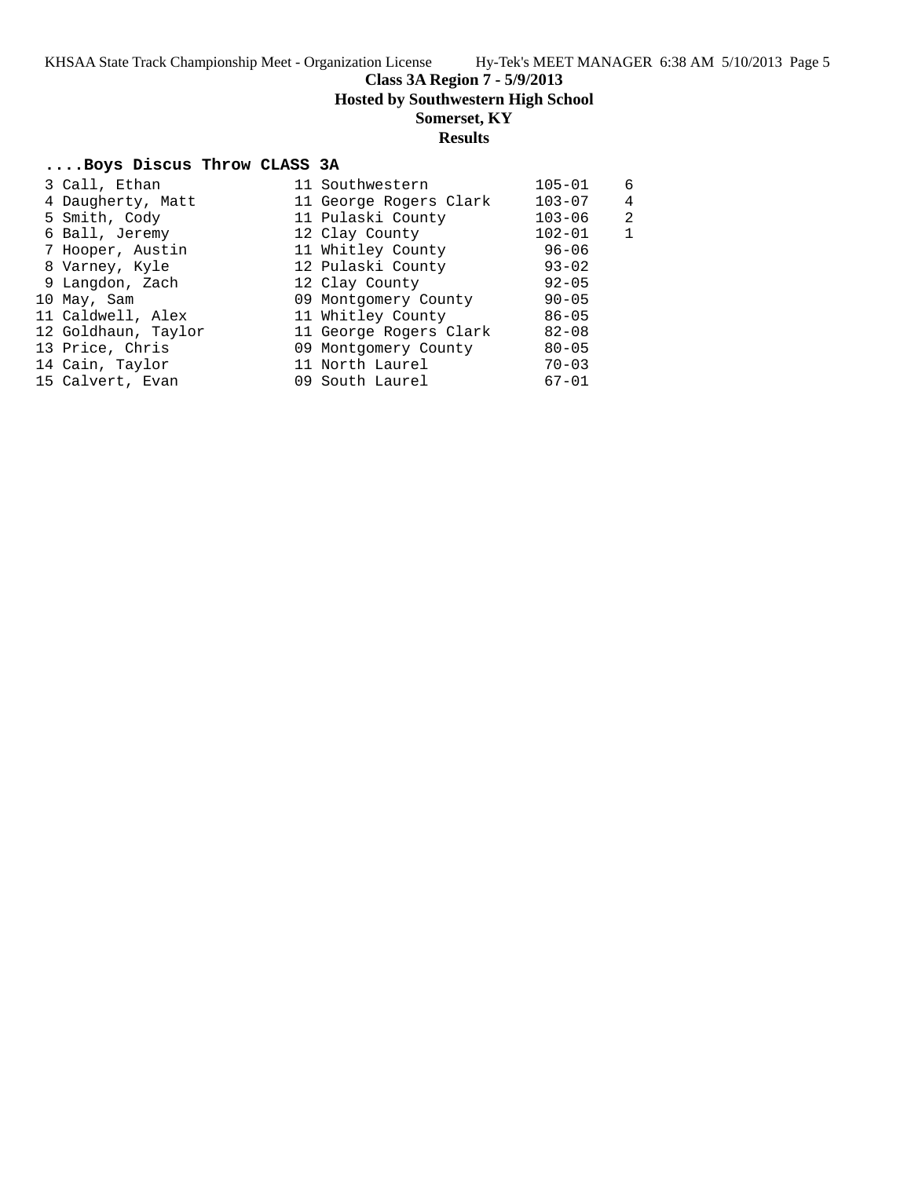Class 3A Region 7 - 5/9/2013

Hosted by Southwestern High School

Somerset, KY

Results

**....Boys Discus Throw CLASS 3A**

| | | | | | |
|---|---|---|---|---|---|
| 3 | Call, Ethan | 11 | Southwestern | 105-01 | 6 |
| 4 | Daugherty, Matt | 11 | George Rogers Clark | 103-07 | 4 |
| 5 | Smith, Cody | 11 | Pulaski County | 103-06 | 2 |
| 6 | Ball, Jeremy | 12 | Clay County | 102-01 | 1 |
| 7 | Hooper, Austin | 11 | Whitley County | 96-06 | |
| 8 | Varney, Kyle | 12 | Pulaski County | 93-02 | |
| 9 | Langdon, Zach | 12 | Clay County | 92-05 | |
| 10 | May, Sam | 09 | Montgomery County | 90-05 | |
| 11 | Caldwell, Alex | 11 | Whitley County | 86-05 | |
| 12 | Goldhaun, Taylor | 11 | George Rogers Clark | 82-08 | |
| 13 | Price, Chris | 09 | Montgomery County | 80-05 | |
| 14 | Cain, Taylor | 11 | North Laurel | 70-03 | |
| 15 | Calvert, Evan | 09 | South Laurel | 67-01 | |